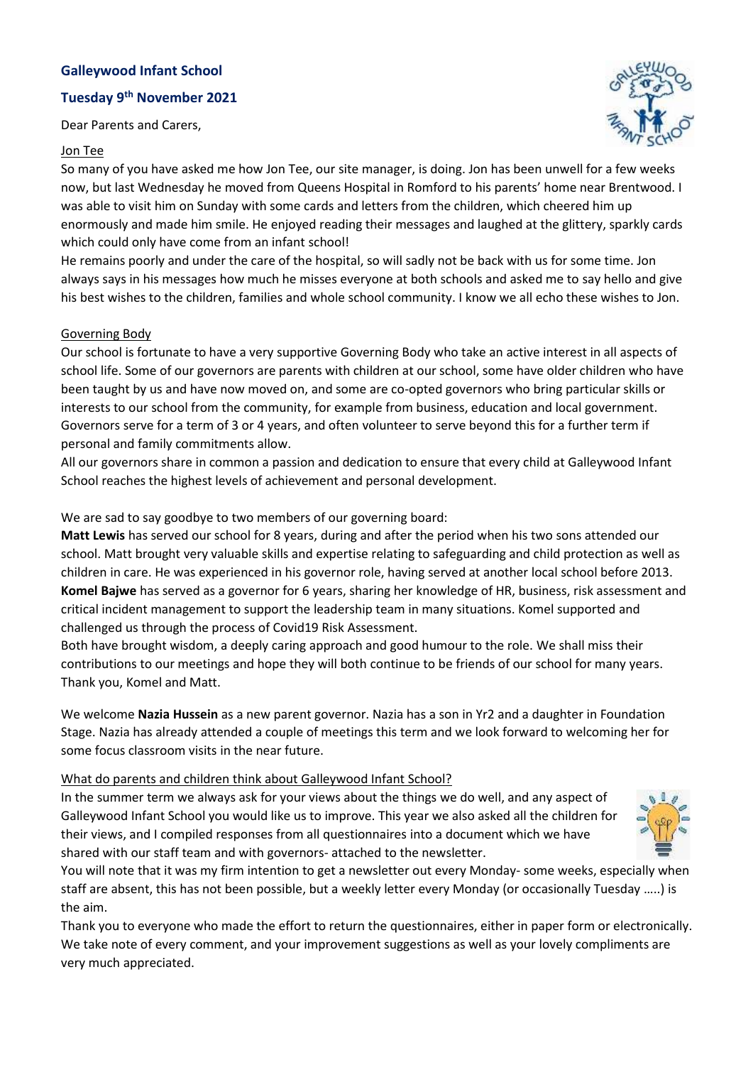**Galleywood Infant School**

**Tuesday 9th November 2021**

Dear Parents and Carers,

Jon Tee

So many of you have asked me how Jon Tee, our site manager, is doing. Jon has been unwell for a few weeks now, but last Wednesday he moved from Queens Hospital in Romford to his parents' home near Brentwood. I was able to visit him on Sunday with some cards and letters from the children, which cheered him up enormously and made him smile. He enjoyed reading their messages and laughed at the glittery, sparkly cards which could only have come from an infant school!

He remains poorly and under the care of the hospital, so will sadly not be back with us for some time. Jon always says in his messages how much he misses everyone at both schools and asked me to say hello and give his best wishes to the children, families and whole school community. I know we all echo these wishes to Jon.

Governing Body

Our school is fortunate to have a very supportive Governing Body who take an active interest in all aspects of school life. Some of our governors are parents with children at our school, some have older children who have been taught by us and have now moved on, and some are co-opted governors who bring particular skills or interests to our school from the community, for example from business, education and local government. Governors serve for a term of 3 or 4 years, and often volunteer to serve beyond this for a further term if personal and family commitments allow.

All our governors share in common a passion and dedication to ensure that every child at Galleywood Infant School reaches the highest levels of achievement and personal development.

We are sad to say goodbye to two members of our governing board:

**Matt Lewis** has served our school for 8 years, during and after the period when his two sons attended our school. Matt brought very valuable skills and expertise relating to safeguarding and child protection as well as children in care. He was experienced in his governor role, having served at another local school before 2013.

**Komel Bajwe** has served as a governor for 6 years, sharing her knowledge of HR, business, risk assessment and critical incident management to support the leadership team in many situations. Komel supported and challenged us through the process of Covid19 Risk Assessment.

Both have brought wisdom, a deeply caring approach and good humour to the role. We shall miss their contributions to our meetings and hope they will both continue to be friends of our school for many years. Thank you, Komel and Matt.

We welcome **Nazia Hussein** as a new parent governor. Nazia has a son in Yr2 and a daughter in Foundation Stage. Nazia has already attended a couple of meetings this term and we look forward to welcoming her for some focus classroom visits in the near future.

What do parents and children think about Galleywood Infant School?

In the summer term we always ask for your views about the things we do well, and any aspect of Galleywood Infant School you would like us to improve. This year we also asked all the children for their views, and I compiled responses from all questionnaires into a document which we have shared with our staff team and with governors- attached to the newsletter.

You will note that it was my firm intention to get a newsletter out every Monday- some weeks, especially when staff are absent, this has not been possible, but a weekly letter every Monday (or occasionally Tuesday …..) is the aim.

Thank you to everyone who made the effort to return the questionnaires, either in paper form or electronically. We take note of every comment, and your improvement suggestions as well as your lovely compliments are very much appreciated.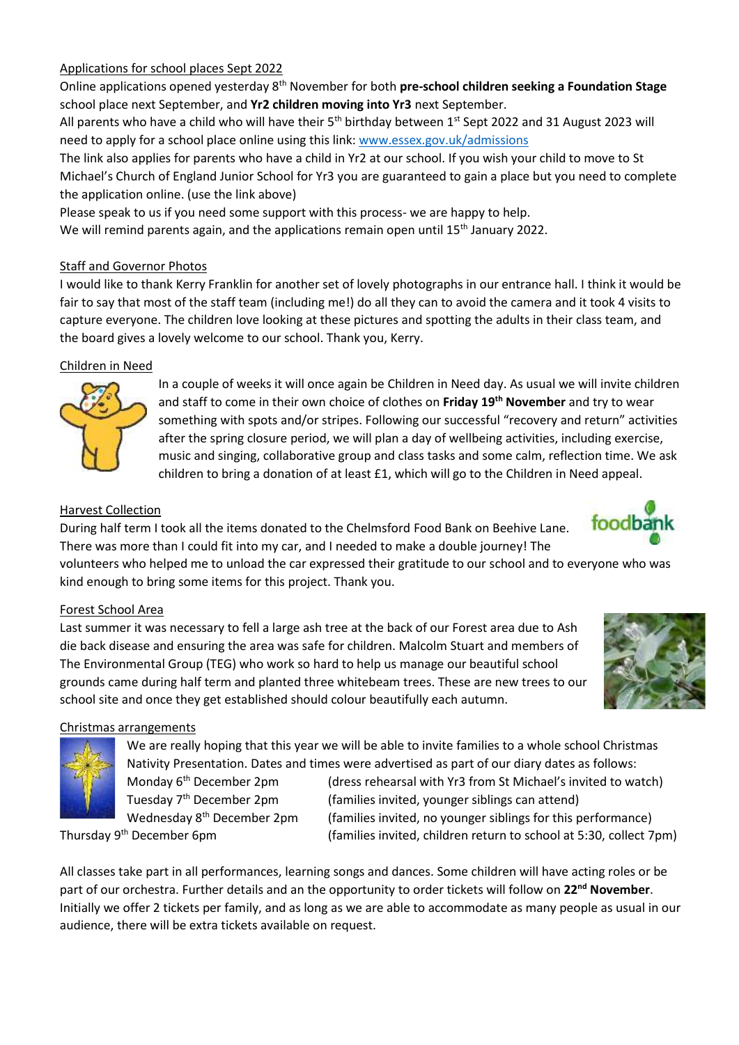## Applications for school places Sept 2022

Online applications opened yesterday 8th November for both **pre-school children seeking a Foundation Stage** school place next September, and **Yr2 children moving into Yr3** next September.

All parents who have a child who will have their 5th birthday between 1st Sept 2022 and 31 August 2023 will need to apply for a school place online using this link: [www.essex.gov.uk/admissions](http://www.essex.gov.uk/admissions)

The link also applies for parents who have a child in Yr2 at our school. If you wish your child to move to St Michael's Church of England Junior School for Yr3 you are guaranteed to gain a place but you need to complete the application online. (use the link above)

Please speak to us if you need some support with this process- we are happy to help.

We will remind parents again, and the applications remain open until 15th January 2022.

## Staff and Governor Photos

I would like to thank Kerry Franklin for another set of lovely photographs in our entrance hall. I think it would be fair to say that most of the staff team (including me!) do all they can to avoid the camera and it took 4 visits to capture everyone. The children love looking at these pictures and spotting the adults in their class team, and the board gives a lovely welcome to our school. Thank you, Kerry.

## Children in Need

In a couple of weeks it will once again be Children in Need day. As usual we will invite children and staff to come in their own choice of clothes on **Friday 19th November** and try to wear something with spots and/or stripes. Following our successful "recovery and return" activities after the spring closure period, we will plan a day of wellbeing activities, including exercise, music and singing, collaborative group and class tasks and some calm, reflection time. We ask children to bring a donation of at least £1, which will go to the Children in Need appeal.

## Harvest Collection

During half term I took all the items donated to the Chelmsford Food Bank on Beehive Lane. There was more than I could fit into my car, and I needed to make a double journey! The volunteers who helped me to unload the car expressed their gratitude to our school and to everyone who was kind enough to bring some items for this project. Thank you.

## Forest School Area

Last summer it was necessary to fell a large ash tree at the back of our Forest area due to Ash die back disease and ensuring the area was safe for children. Malcolm Stuart and members of The Environmental Group (TEG) who work so hard to help us manage our beautiful school grounds came during half term and planted three whitebeam trees. These are new trees to our school site and once they get established should colour beautifully each autumn.

## Christmas arrangements

We are really hoping that this year we will be able to invite families to a whole school Christmas Nativity Presentation. Dates and times were advertised as part of our diary dates as follows:

| | |
|---|---|
| Monday 6th December 2pm | (dress rehearsal with Yr3 from St Michael's invited to watch) |
| Tuesday 7th December 2pm | (families invited, younger siblings can attend) |
| Wednesday 8th December 2pm | (families invited, no younger siblings for this performance) |
| Thursday 9th December 6pm | (families invited, children return to school at 5:30, collect 7pm) |

All classes take part in all performances, learning songs and dances. Some children will have acting roles or be part of our orchestra. Further details and an the opportunity to order tickets will follow on **22nd November**. Initially we offer 2 tickets per family, and as long as we are able to accommodate as many people as usual in our audience, there will be extra tickets available on request.